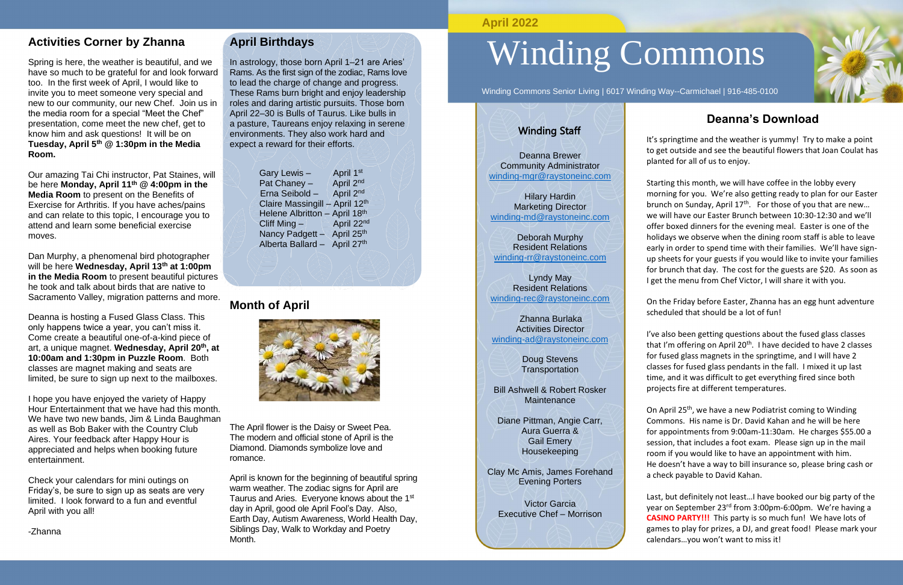# Winding Commons

April 2022

Winding Commons Senior Living | 6017 Winding Way--Carmichael | 916-485-0100

## Activities Corner by Zhanna

Spring is here, the weather is beautiful, and we have so much to be grateful for and look forward too. In the first week of April, I would like to invite you to meet someone very special and new to our community, our new Chef. Join us in the media room for a special "Meet the Chef" presentation, come meet the new chef, get to know him and ask questions! It will be on **Tuesday, April 5th @ 1:30pm in the Media Room.**

Our amazing Tai Chi instructor, Pat Staines, will be here **Monday, April 11th @ 4:00pm in the Media Room** to present on the Benefits of Exercise for Arthritis. If you have aches/pains and can relate to this topic, I encourage you to attend and learn some beneficial exercise moves.

Dan Murphy, a phenomenal bird photographer will be here **Wednesday, April 13th at 1:00pm in the Media Room** to present beautiful pictures he took and talk about birds that are native to Sacramento Valley, migration patterns and more.

Deanna is hosting a Fused Glass Class. This only happens twice a year, you can't miss it. Come create a beautiful one-of-a-kind piece of art, a unique magnet. **Wednesday, April 20th, at 10:00am and 1:30pm in Puzzle Room**. Both classes are magnet making and seats are limited, be sure to sign up next to the mailboxes.

I hope you have enjoyed the variety of Happy Hour Entertainment that we have had this month. We have two new bands, Jim & Linda Baughman as well as Bob Baker with the Country Club Aires. Your feedback after Happy Hour is appreciated and helps when booking future entertainment.

Check your calendars for mini outings on Friday's, be sure to sign up as seats are very limited. I look forward to a fun and eventful April with you all!

-Zhanna

## April Birthdays

In astrology, those born April 1–21 are Aries' Rams. As the first sign of the zodiac, Rams love to lead the charge of change and progress. These Rams burn bright and enjoy leadership roles and daring artistic pursuits. Those born April 22–30 is Bulls of Taurus. Like bulls in a pasture, Taureans enjoy relaxing in serene environments. They also work hard and expect a reward for their efforts.

Gary Lewis – April 1st
Pat Chaney – April 2nd
Erna Seibold – April 2nd
Claire Massingill – April 12th
Helene Albritton – April 18th
Cliff Ming – April 22nd
Nancy Padgett – April 25th
Alberta Ballard – April 27th

## Month of April

The April flower is the Daisy or Sweet Pea. The modern and official stone of April is the Diamond. Diamonds symbolize love and romance.

April is known for the beginning of beautiful spring warm weather. The zodiac signs for April are Taurus and Aries. Everyone knows about the 1st day in April, good ole April Fool's Day. Also, Earth Day, Autism Awareness, World Health Day, Siblings Day, Walk to Workday and Poetry Month.

## Winding Staff

Deanna Brewer
Community Administrator
winding-mgr@raystoneinc.com

Hilary Hardin
Marketing Director
winding-md@raystoneinc.com

Deborah Murphy
Resident Relations
winding-rr@raystoneinc.com

Lyndy May
Resident Relations
winding-rec@raystoneinc.com

Zhanna Burlaka
Activities Director
winding-ad@raystoneinc.com

Doug Stevens
Transportation

Bill Ashwell & Robert Rosker
Maintenance

Diane Pittman, Angie Carr, Aura Guerra & Gail Emery
Housekeeping

Clay Mc Amis, James Forehand
Evening Porters

Victor Garcia
Executive Chef – Morrison

## Deanna's Download

It's springtime and the weather is yummy! Try to make a point to get outside and see the beautiful flowers that Joan Coulat has planted for all of us to enjoy.

Starting this month, we will have coffee in the lobby every morning for you. We're also getting ready to plan for our Easter brunch on Sunday, April 17th. For those of you that are new… we will have our Easter Brunch between 10:30-12:30 and we'll offer boxed dinners for the evening meal. Easter is one of the holidays we observe when the dining room staff is able to leave early in order to spend time with their families. We'll have sign-up sheets for your guests if you would like to invite your families for brunch that day. The cost for the guests are $20. As soon as I get the menu from Chef Victor, I will share it with you.

On the Friday before Easter, Zhanna has an egg hunt adventure scheduled that should be a lot of fun!

I've also been getting questions about the fused glass classes that I'm offering on April 20th. I have decided to have 2 classes for fused glass magnets in the springtime, and I will have 2 classes for fused glass pendants in the fall. I mixed it up last time, and it was difficult to get everything fired since both projects fire at different temperatures.

On April 25th, we have a new Podiatrist coming to Winding Commons. His name is Dr. David Kahan and he will be here for appointments from 9:00am-11:30am. He charges $55.00 a session, that includes a foot exam. Please sign up in the mail room if you would like to have an appointment with him. He doesn't have a way to bill insurance so, please bring cash or a check payable to David Kahan.

Last, but definitely not least…I have booked our big party of the year on September 23rd from 3:00pm-6:00pm. We're having a **CASINO PARTY!!!** This party is so much fun! We have lots of games to play for prizes, a DJ, and great food! Please mark your calendars…you won't want to miss it!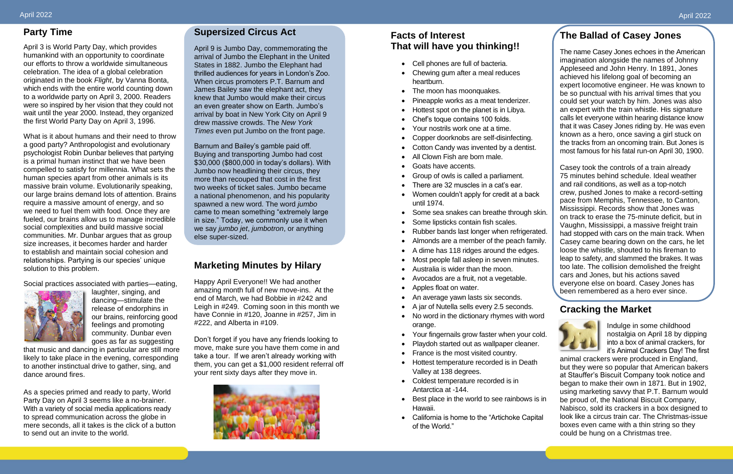## Party Time

April 3 is World Party Day, which provides humankind with an opportunity to coordinate our efforts to throw a worldwide simultaneous celebration. The idea of a global celebration originated in the book *Flight*, by Vanna Bonta, which ends with the entire world counting down to a worldwide party on April 3, 2000. Readers were so inspired by her vision that they could not wait until the year 2000. Instead, they organized the first World Party Day on April 3, 1996.

What is it about humans and their need to throw a good party? Anthropologist and evolutionary psychologist Robin Dunbar believes that partying is a primal human instinct that we have been compelled to satisfy for millennia. What sets the human species apart from other animals is its massive brain volume. Evolutionarily speaking, our large brains demand lots of attention. Brains require a massive amount of energy, and so we need to fuel them with food. Once they are fueled, our brains allow us to manage incredible social complexities and build massive social communities. Mr. Dunbar argues that as group size increases, it becomes harder and harder to establish and maintain social cohesion and relationships. Partying is our species' unique solution to this problem.

Social practices associated with parties—eating, laughter, singing, and dancing—stimulate the release of endorphins in our brains, reinforcing good feelings and promoting community. Dunbar even goes as far as suggesting that music and dancing in particular are still more likely to take place in the evening, corresponding to another instinctual drive to gather, sing, and dance around fires.

As a species primed and ready to party, World Party Day on April 3 seems like a no-brainer. With a variety of social media applications ready to spread communication across the globe in mere seconds, all it takes is the click of a button to send out an invite to the world.

## Supersized Circus Act

April 9 is Jumbo Day, commemorating the arrival of Jumbo the Elephant in the United States in 1882. Jumbo the Elephant had thrilled audiences for years in London's Zoo. When circus promoters P.T. Barnum and James Bailey saw the elephant act, they knew that Jumbo would make their circus an even greater show on Earth. Jumbo's arrival by boat in New York City on April 9 drew massive crowds. The *New York Times* even put Jumbo on the front page.

Barnum and Bailey's gamble paid off. Buying and transporting Jumbo had cost $30,000 ($800,000 in today's dollars). With Jumbo now headlining their circus, they more than recouped that cost in the first two weeks of ticket sales. Jumbo became a national phenomenon, and his popularity spawned a new word. The word *jumbo* came to mean something "extremely large in size." Today, we commonly use it when we say *jumbo jet*, *jumbotron*, or anything else super-sized.

## Marketing Minutes by Hilary

Happy April Everyone!! We had another amazing month full of new move-ins. At the end of March, we had Bobbie in #242 and Leigh in #249. Coming soon in this month we have Connie in #120, Joanne in #257, Jim in #222, and Alberta in #109.

Don't forget if you have any friends looking to move, make sure you have them come in and take a tour. If we aren't already working with them, you can get a $1,000 resident referral off your rent sixty days after they move in.

## Facts of Interest That will have you thinking!!

- Cell phones are full of bacteria.
- Chewing gum after a meal reduces heartburn.
- The moon has moonquakes.
- Pineapple works as a meat tenderizer.
- Hottest spot on the planet is in Libya.
- Chef's toque contains 100 folds.
- Your nostrils work one at a time.
- Copper doorknobs are self-disinfecting.
- Cotton Candy was invented by a dentist.
- All Clown Fish are born male.
- Goats have accents.
- Group of owls is called a parliament.
- There are 32 muscles in a cat's ear.
- Women couldn't apply for credit at a back until 1974.
- Some sea snakes can breathe through skin.
- Some lipsticks contain fish scales.
- Rubber bands last longer when refrigerated.
- Almonds are a member of the peach family.
- A dime has 118 ridges around the edges.
- Most people fall asleep in seven minutes.
- Australia is wider than the moon.
- Avocados are a fruit, not a vegetable.
- Apples float on water.
- An average yawn lasts six seconds.
- A jar of Nutella sells every 2.5 seconds.
- No word in the dictionary rhymes with word orange.
- Your fingernails grow faster when your cold.
- Playdoh started out as wallpaper cleaner.
- France is the most visited country.
- Hottest temperature recorded is in Death Valley at 138 degrees.
- Coldest temperature recorded is in Antarctica at -144.
- Best place in the world to see rainbows is in Hawaii.
- California is home to the "Artichoke Capital of the World."

## The Ballad of Casey Jones

The name Casey Jones echoes in the American imagination alongside the names of Johnny Appleseed and John Henry. In 1891, Jones achieved his lifelong goal of becoming an expert locomotive engineer. He was known to be so punctual with his arrival times that you could set your watch by him. Jones was also an expert with the train whistle. His signature calls let everyone within hearing distance know that it was Casey Jones riding by. He was even known as a hero, once saving a girl stuck on the tracks from an oncoming train. But Jones is most famous for his fatal run-on April 30, 1900.

Casey took the controls of a train already 75 minutes behind schedule. Ideal weather and rail conditions, as well as a top-notch crew, pushed Jones to make a record-setting pace from Memphis, Tennessee, to Canton, Mississippi. Records show that Jones was on track to erase the 75-minute deficit, but in Vaughn, Mississippi, a massive freight train had stopped with cars on the main track. When Casey came bearing down on the cars, he let loose the whistle, shouted to his fireman to leap to safety, and slammed the brakes. It was too late. The collision demolished the freight cars and Jones, but his actions saved everyone else on board. Casey Jones has been remembered as a hero ever since.

## Cracking the Market

Indulge in some childhood nostalgia on April 18 by dipping into a box of animal crackers, for it's Animal Crackers Day! The first animal crackers were produced in England, but they were so popular that American bakers at Stauffer's Biscuit Company took notice and began to make their own in 1871. But in 1902, using marketing savvy that P.T. Barnum would be proud of, the National Biscuit Company, Nabisco, sold its crackers in a box designed to look like a circus train car. The Christmas-issue boxes even came with a thin string so they could be hung on a Christmas tree.